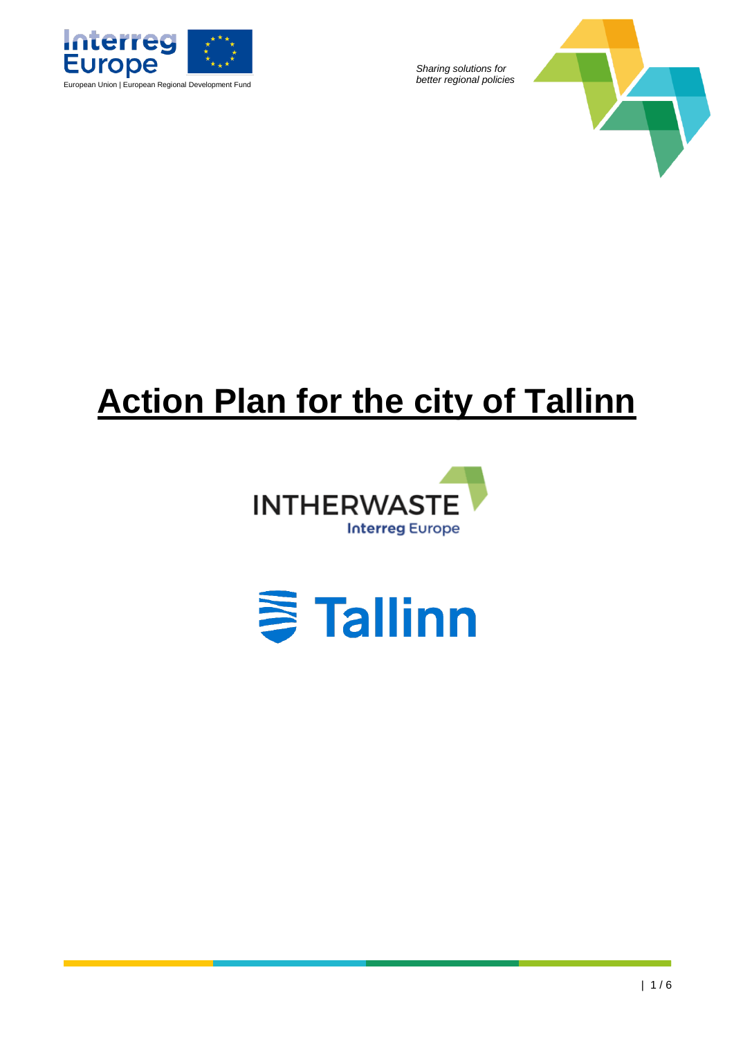Interreg Europe

European Union | European Regional Development Fund

*Sharing solutions for better regional policies*

# Action Plan for the city of Tallinn

INTHERWASTE

Interreg Europe

Tallinn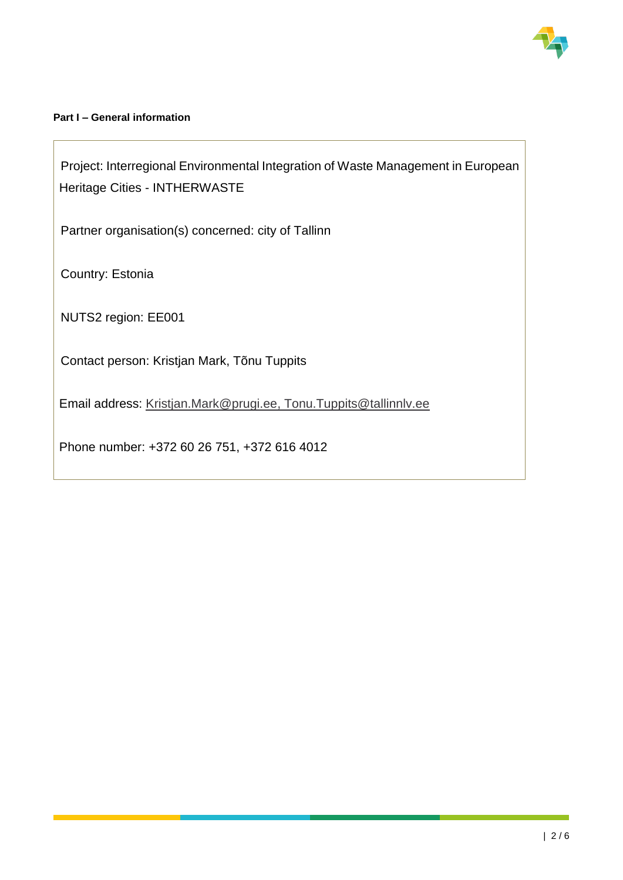**Part I – General information**

Project: Interregional Environmental Integration of Waste Management in European Heritage Cities - INTHERWASTE

Partner organisation(s) concerned: city of Tallinn

Country: Estonia

NUTS2 region: EE001

Contact person: Kristjan Mark, Tõnu Tuppits

Email address: Kristjan.Mark@prugi.ee, Tonu.Tuppits@tallinnlv.ee

Phone number: +372 60 26 751, +372 616 4012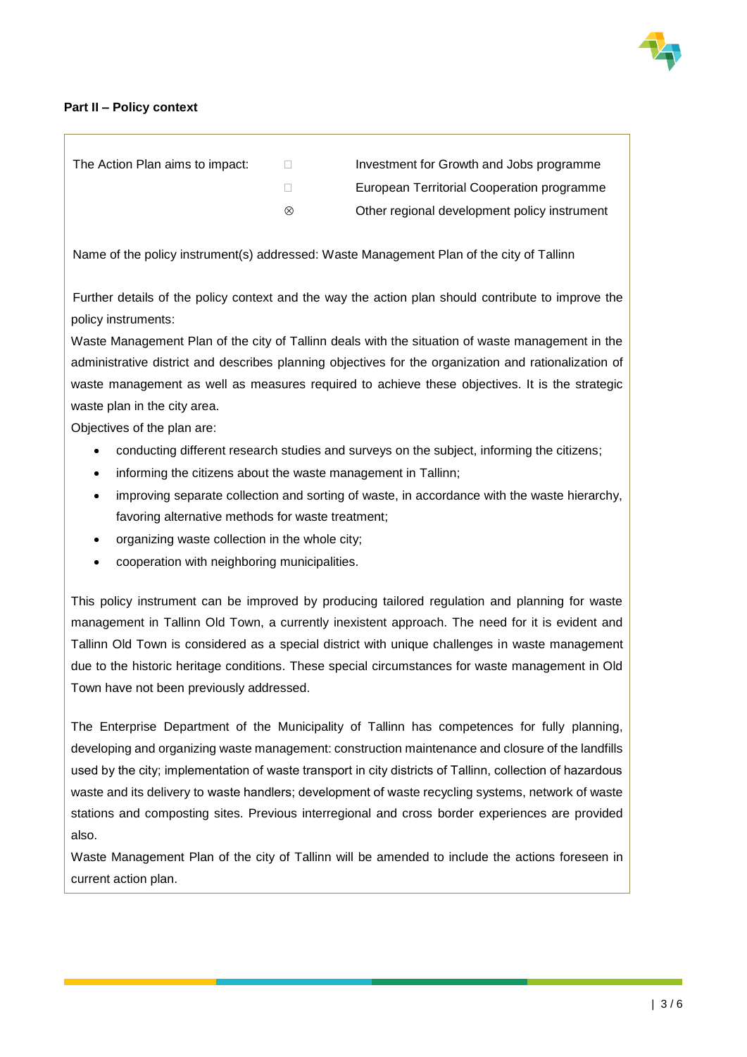**Part II – Policy context**

| The Action Plan aims to impact: | ☐ | Investment for Growth and Jobs programme |
|---|---|---|
| | ☐ | European Territorial Cooperation programme |
| | ⊗ | Other regional development policy instrument |

Name of the policy instrument(s) addressed: Waste Management Plan of the city of Tallinn

Further details of the policy context and the way the action plan should contribute to improve the policy instruments:

Waste Management Plan of the city of Tallinn deals with the situation of waste management in the administrative district and describes planning objectives for the organization and rationalization of waste management as well as measures required to achieve these objectives. It is the strategic waste plan in the city area.

Objectives of the plan are:

- conducting different research studies and surveys on the subject, informing the citizens;
- informing the citizens about the waste management in Tallinn;
- improving separate collection and sorting of waste, in accordance with the waste hierarchy, favoring alternative methods for waste treatment;
- organizing waste collection in the whole city;
- cooperation with neighboring municipalities.

This policy instrument can be improved by producing tailored regulation and planning for waste management in Tallinn Old Town, a currently inexistent approach. The need for it is evident and Tallinn Old Town is considered as a special district with unique challenges in waste management due to the historic heritage conditions. These special circumstances for waste management in Old Town have not been previously addressed.

The Enterprise Department of the Municipality of Tallinn has competences for fully planning, developing and organizing waste management: construction maintenance and closure of the landfills used by the city; implementation of waste transport in city districts of Tallinn, collection of hazardous waste and its delivery to waste handlers; development of waste recycling systems, network of waste stations and composting sites. Previous interregional and cross border experiences are provided also.

Waste Management Plan of the city of Tallinn will be amended to include the actions foreseen in current action plan.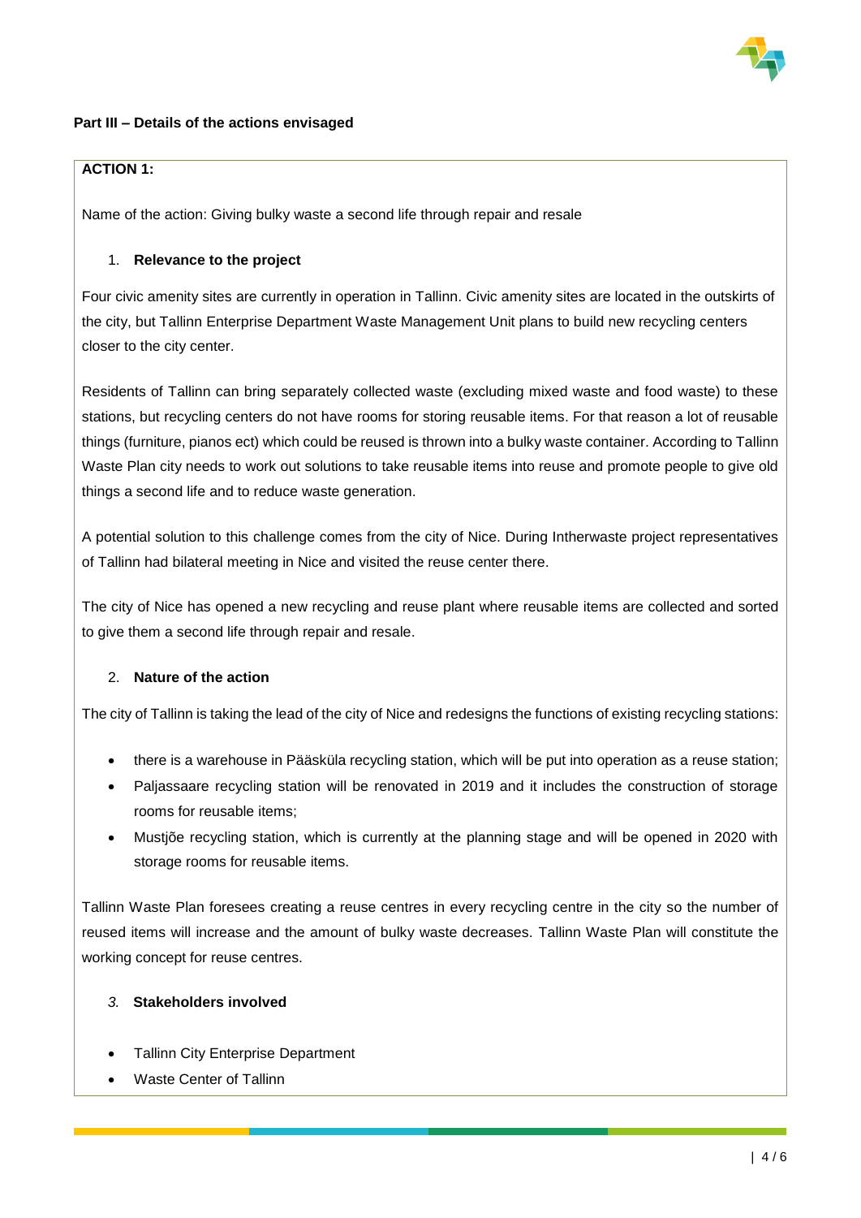## Part III – Details of the actions envisaged

**ACTION 1:**

Name of the action: Giving bulky waste a second life through repair and resale

1. **Relevance to the project**

Four civic amenity sites are currently in operation in Tallinn. Civic amenity sites are located in the outskirts of the city, but Tallinn Enterprise Department Waste Management Unit plans to build new recycling centers closer to the city center.

Residents of Tallinn can bring separately collected waste (excluding mixed waste and food waste) to these stations, but recycling centers do not have rooms for storing reusable items. For that reason a lot of reusable things (furniture, pianos ect) which could be reused is thrown into a bulky waste container. According to Tallinn Waste Plan city needs to work out solutions to take reusable items into reuse and promote people to give old things a second life and to reduce waste generation.

A potential solution to this challenge comes from the city of Nice. During Intherwaste project representatives of Tallinn had bilateral meeting in Nice and visited the reuse center there.

The city of Nice has opened a new recycling and reuse plant where reusable items are collected and sorted to give them a second life through repair and resale.

2. **Nature of the action**

The city of Tallinn is taking the lead of the city of Nice and redesigns the functions of existing recycling stations:

- there is a warehouse in Pääsküla recycling station, which will be put into operation as a reuse station;
- Paljassaare recycling station will be renovated in 2019 and it includes the construction of storage rooms for reusable items;
- Mustjõe recycling station, which is currently at the planning stage and will be opened in 2020 with storage rooms for reusable items.

Tallinn Waste Plan foresees creating a reuse centres in every recycling centre in the city so the number of reused items will increase and the amount of bulky waste decreases. Tallinn Waste Plan will constitute the working concept for reuse centres.

3. **Stakeholders involved**

- Tallinn City Enterprise Department
- Waste Center of Tallinn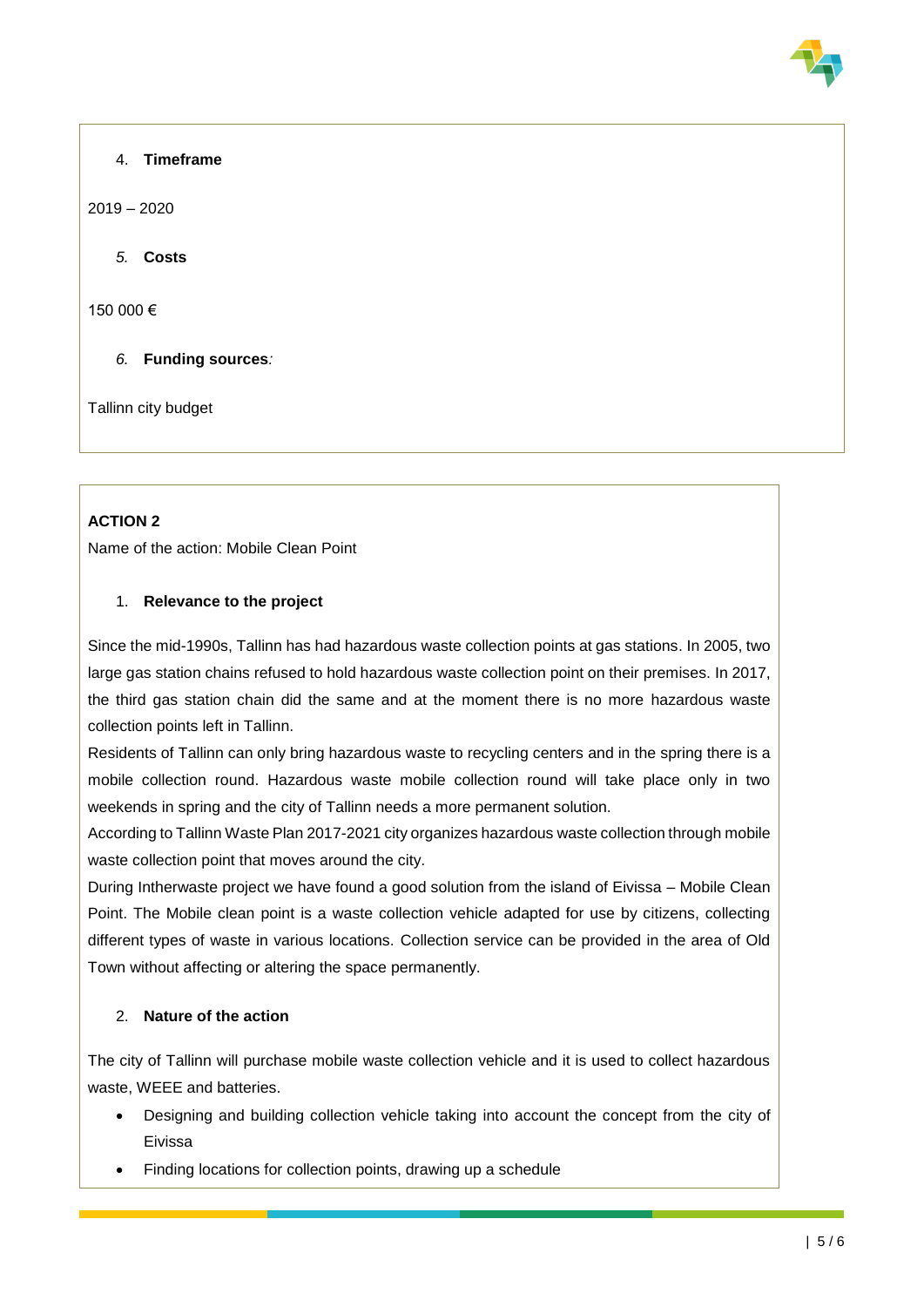4. **Timeframe**

2019 – 2020

5. **Costs**

150 000 €

6. **Funding sources***:*

Tallinn city budget

**ACTION 2**

Name of the action: Mobile Clean Point

1. **Relevance to the project**

Since the mid-1990s, Tallinn has had hazardous waste collection points at gas stations. In 2005, two large gas station chains refused to hold hazardous waste collection point on their premises. In 2017, the third gas station chain did the same and at the moment there is no more hazardous waste collection points left in Tallinn.

Residents of Tallinn can only bring hazardous waste to recycling centers and in the spring there is a mobile collection round. Hazardous waste mobile collection round will take place only in two weekends in spring and the city of Tallinn needs a more permanent solution.

According to Tallinn Waste Plan 2017-2021 city organizes hazardous waste collection through mobile waste collection point that moves around the city.

During Intherwaste project we have found a good solution from the island of Eivissa – Mobile Clean Point. The Mobile clean point is a waste collection vehicle adapted for use by citizens, collecting different types of waste in various locations. Collection service can be provided in the area of Old Town without affecting or altering the space permanently.

2. **Nature of the action**

The city of Tallinn will purchase mobile waste collection vehicle and it is used to collect hazardous waste, WEEE and batteries.

- Designing and building collection vehicle taking into account the concept from the city of Eivissa
- Finding locations for collection points, drawing up a schedule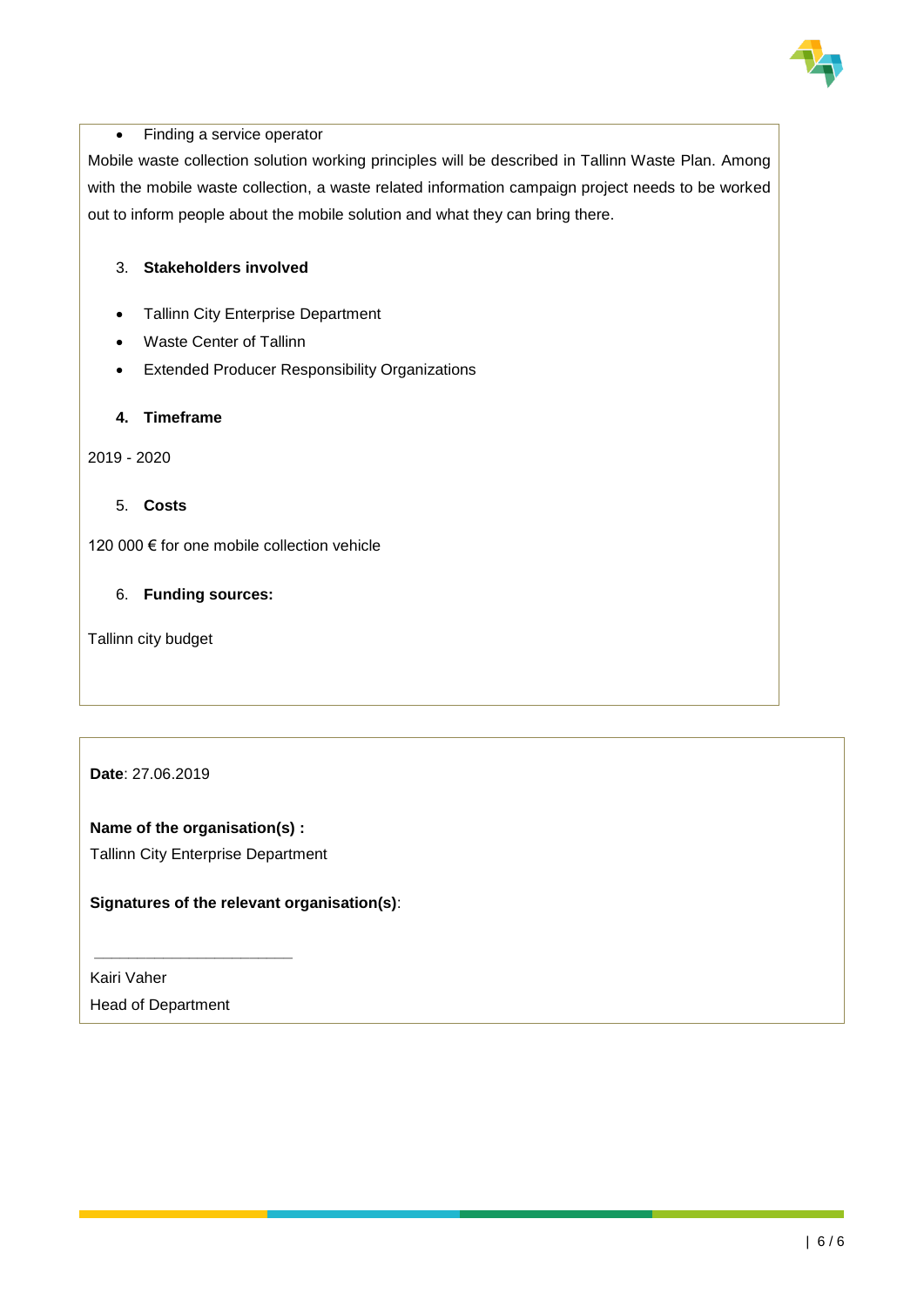- Finding a service operator

Mobile waste collection solution working principles will be described in Tallinn Waste Plan. Among with the mobile waste collection, a waste related information campaign project needs to be worked out to inform people about the mobile solution and what they can bring there.

3. **Stakeholders involved**

- Tallinn City Enterprise Department
- Waste Center of Tallinn
- Extended Producer Responsibility Organizations

4. **Timeframe**

2019 - 2020

5. **Costs**

120 000 € for one mobile collection vehicle

6. **Funding sources:**

Tallinn city budget

**Date**: 27.06.2019

**Name of the organisation(s) :**
Tallinn City Enterprise Department

**Signatures of the relevant organisation(s)**:

\_\_\_\_\_\_\_\_\_\_\_\_\_\_\_\_\_\_\_\_\_\_\_\_

Kairi Vaher
Head of Department